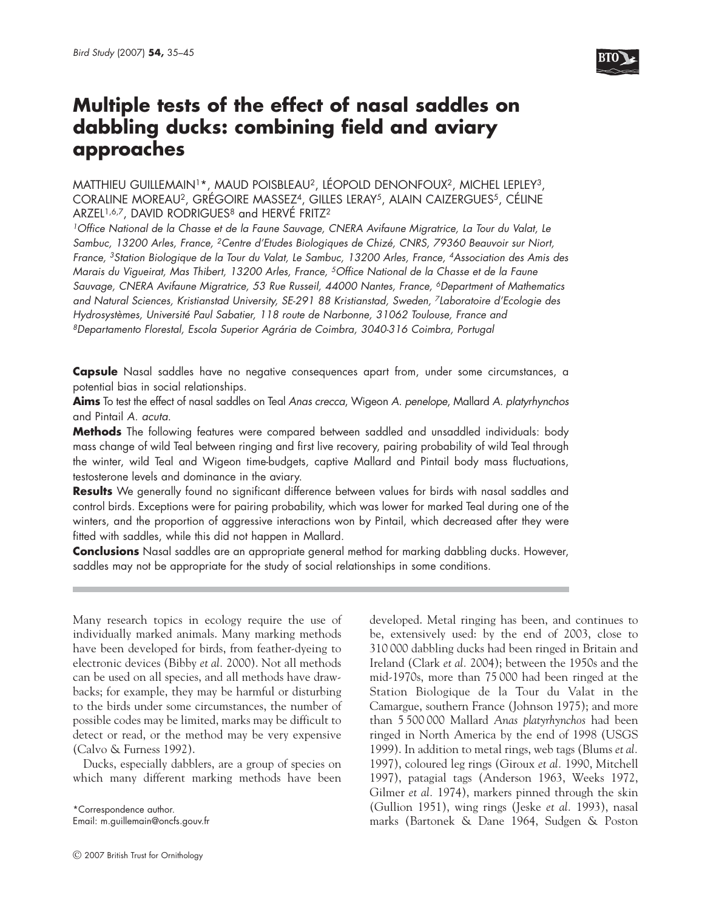# Multiple tests of the effect of nasal saddles on dabbling ducks: combining field and aviary approaches

MATTHIEU GUILLEMAIN[1]*, MAUD POISBLEAU[2], LÉOPOLD DENONFOUX[2], MICHEL LEPLEY[3], CORALINE MOREAU[2], GRÉGOIRE MASSEZ[4], GILLES LERAY[5], ALAIN CAIZERGUES[5], CÉLINE ARZEL[1,6,7], DAVID RODRIGUES[8] and HERVÉ FRITZ[2]

*[1]Office National de la Chasse et de la Faune Sauvage, CNERA Avifaune Migratrice, La Tour du Valat, Le Sambuc, 13200 Arles, France, [2]Centre d'Etudes Biologiques de Chizé, CNRS, 79360 Beauvoir sur Niort, France, [3]Station Biologique de la Tour du Valat, Le Sambuc, 13200 Arles, France, [4]Association des Amis des Marais du Vigueirat, Mas Thibert, 13200 Arles, France, [5]Office National de la Chasse et de la Faune Sauvage, CNERA Avifaune Migratrice, 53 Rue Russeil, 44000 Nantes, France, [6]Department of Mathematics and Natural Sciences, Kristianstad University, SE-291 88 Kristianstad, Sweden, [7]Laboratoire d'Ecologie des Hydrosystèmes, Université Paul Sabatier, 118 route de Narbonne, 31062 Toulouse, France and [8]Departamento Florestal, Escola Superior Agrária de Coimbra, 3040-316 Coimbra, Portugal*

**Capsule** Nasal saddles have no negative consequences apart from, under some circumstances, a potential bias in social relationships.

**Aims** To test the effect of nasal saddles on Teal *Anas crecca*, Wigeon *A. penelope*, Mallard *A. platyrhynchos* and Pintail *A. acuta.*

**Methods** The following features were compared between saddled and unsaddled individuals: body mass change of wild Teal between ringing and first live recovery, pairing probability of wild Teal through the winter, wild Teal and Wigeon time-budgets, captive Mallard and Pintail body mass fluctuations, testosterone levels and dominance in the aviary.

**Results** We generally found no significant difference between values for birds with nasal saddles and control birds. Exceptions were for pairing probability, which was lower for marked Teal during one of the winters, and the proportion of aggressive interactions won by Pintail, which decreased after they were fitted with saddles, while this did not happen in Mallard.

**Conclusions** Nasal saddles are an appropriate general method for marking dabbling ducks. However, saddles may not be appropriate for the study of social relationships in some conditions.

---

Many research topics in ecology require the use of individually marked animals. Many marking methods have been developed for birds, from feather-dyeing to electronic devices (Bibby *et al.* 2000). Not all methods can be used on all species, and all methods have drawbacks; for example, they may be harmful or disturbing to the birds under some circumstances, the number of possible codes may be limited, marks may be difficult to detect or read, or the method may be very expensive (Calvo & Furness 1992).

Ducks, especially dabblers, are a group of species on which many different marking methods have been developed. Metal ringing has been, and continues to be, extensively used: by the end of 2003, close to 310 000 dabbling ducks had been ringed in Britain and Ireland (Clark *et al.* 2004); between the 1950s and the mid-1970s, more than 75 000 had been ringed at the Station Biologique de la Tour du Valat in the Camargue, southern France (Johnson 1975); and more than 5 500 000 Mallard *Anas platyrhynchos* had been ringed in North America by the end of 1998 (USGS 1999). In addition to metal rings, web tags (Blums *et al.* 1997), coloured leg rings (Giroux *et al.* 1990, Mitchell 1997), patagial tags (Anderson 1963, Weeks 1972, Gilmer *et al.* 1974), markers pinned through the skin (Gullion 1951), wing rings (Jeske *et al.* 1993), nasal marks (Bartonek & Dane 1964, Sudgen & Poston

*Correspondence author.
Email: m.guillemain@oncfs.gouv.fr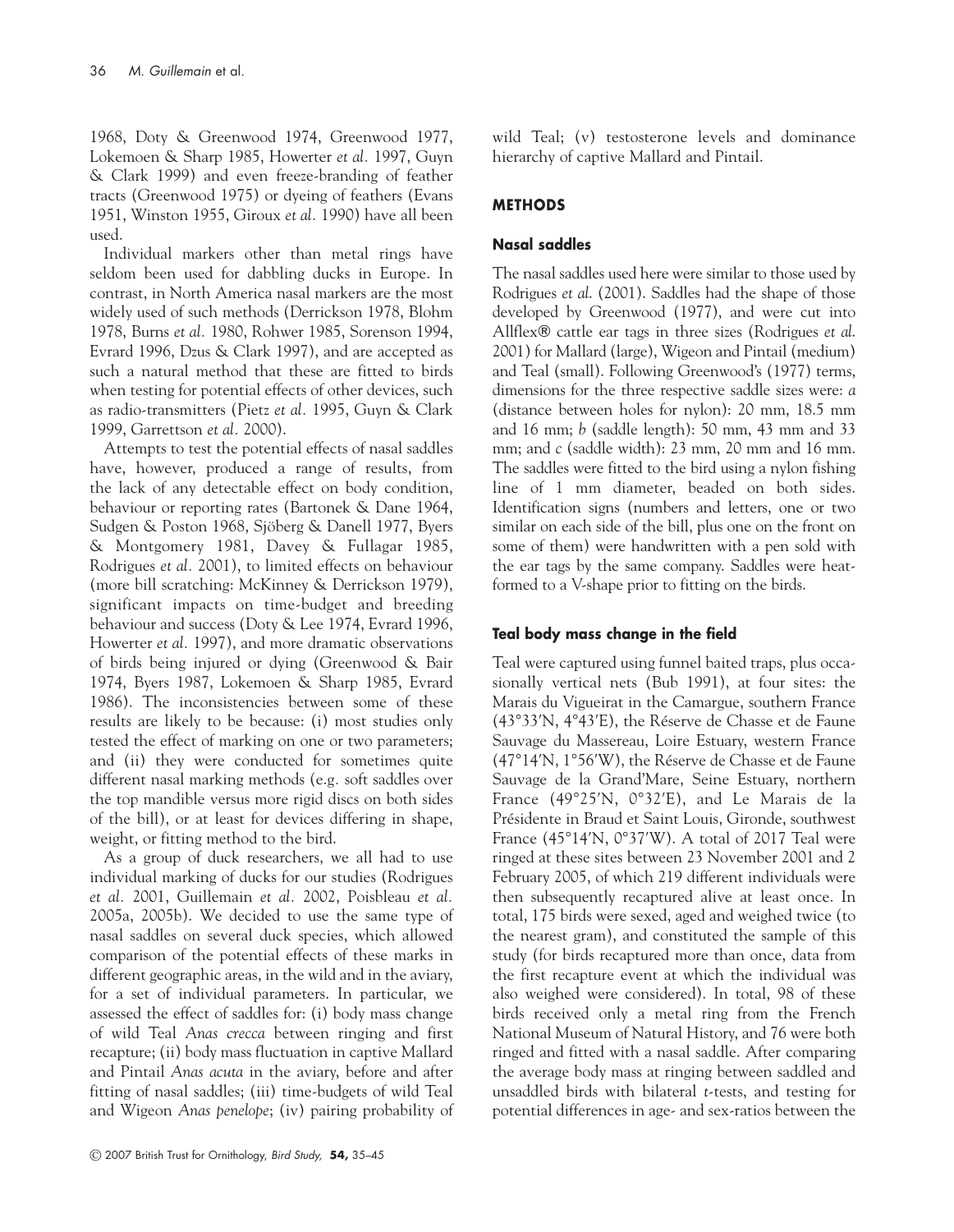1968, Doty & Greenwood 1974, Greenwood 1977, Lokemoen & Sharp 1985, Howerter *et al.* 1997, Guyn & Clark 1999) and even freeze-branding of feather tracts (Greenwood 1975) or dyeing of feathers (Evans 1951, Winston 1955, Giroux *et al.* 1990) have all been used.

Individual markers other than metal rings have seldom been used for dabbling ducks in Europe. In contrast, in North America nasal markers are the most widely used of such methods (Derrickson 1978, Blohm 1978, Burns *et al.* 1980, Rohwer 1985, Sorenson 1994, Evrard 1996, Dzus & Clark 1997), and are accepted as such a natural method that these are fitted to birds when testing for potential effects of other devices, such as radio-transmitters (Pietz *et al.* 1995, Guyn & Clark 1999, Garrettson *et al.* 2000).

Attempts to test the potential effects of nasal saddles have, however, produced a range of results, from the lack of any detectable effect on body condition, behaviour or reporting rates (Bartonek & Dane 1964, Sudgen & Poston 1968, Sjöberg & Danell 1977, Byers & Montgomery 1981, Davey & Fullagar 1985, Rodrigues *et al.* 2001), to limited effects on behaviour (more bill scratching: McKinney & Derrickson 1979), significant impacts on time-budget and breeding behaviour and success (Doty & Lee 1974, Evrard 1996, Howerter *et al.* 1997), and more dramatic observations of birds being injured or dying (Greenwood & Bair 1974, Byers 1987, Lokemoen & Sharp 1985, Evrard 1986). The inconsistencies between some of these results are likely to be because: (i) most studies only tested the effect of marking on one or two parameters; and (ii) they were conducted for sometimes quite different nasal marking methods (e.g. soft saddles over the top mandible versus more rigid discs on both sides of the bill), or at least for devices differing in shape, weight, or fitting method to the bird.

As a group of duck researchers, we all had to use individual marking of ducks for our studies (Rodrigues *et al.* 2001, Guillemain *et al.* 2002, Poisbleau *et al.* 2005a, 2005b). We decided to use the same type of nasal saddles on several duck species, which allowed comparison of the potential effects of these marks in different geographic areas, in the wild and in the aviary, for a set of individual parameters. In particular, we assessed the effect of saddles for: (i) body mass change of wild Teal *Anas crecca* between ringing and first recapture; (ii) body mass fluctuation in captive Mallard and Pintail *Anas acuta* in the aviary, before and after fitting of nasal saddles; (iii) time-budgets of wild Teal and Wigeon *Anas penelope*; (iv) pairing probability of wild Teal; (v) testosterone levels and dominance hierarchy of captive Mallard and Pintail.

## METHODS

### Nasal saddles

The nasal saddles used here were similar to those used by Rodrigues *et al.* (2001). Saddles had the shape of those developed by Greenwood (1977), and were cut into Allflex® cattle ear tags in three sizes (Rodrigues *et al.* 2001) for Mallard (large), Wigeon and Pintail (medium) and Teal (small). Following Greenwood's (1977) terms, dimensions for the three respective saddle sizes were: *a* (distance between holes for nylon): 20 mm, 18.5 mm and 16 mm; *b* (saddle length): 50 mm, 43 mm and 33 mm; and *c* (saddle width): 23 mm, 20 mm and 16 mm. The saddles were fitted to the bird using a nylon fishing line of 1 mm diameter, beaded on both sides. Identification signs (numbers and letters, one or two similar on each side of the bill, plus one on the front on some of them) were handwritten with a pen sold with the ear tags by the same company. Saddles were heat-formed to a V-shape prior to fitting on the birds.

### Teal body mass change in the field

Teal were captured using funnel baited traps, plus occasionally vertical nets (Bub 1991), at four sites: the Marais du Vigueirat in the Camargue, southern France (43°33′N, 4°43′E), the Réserve de Chasse et de Faune Sauvage du Massereau, Loire Estuary, western France (47°14′N, 1°56′W), the Réserve de Chasse et de Faune Sauvage de la Grand'Mare, Seine Estuary, northern France (49°25′N, 0°32′E), and Le Marais de la Présidente in Braud et Saint Louis, Gironde, southwest France (45°14′N, 0°37′W). A total of 2017 Teal were ringed at these sites between 23 November 2001 and 2 February 2005, of which 219 different individuals were then subsequently recaptured alive at least once. In total, 175 birds were sexed, aged and weighed twice (to the nearest gram), and constituted the sample of this study (for birds recaptured more than once, data from the first recapture event at which the individual was also weighed were considered). In total, 98 of these birds received only a metal ring from the French National Museum of Natural History, and 76 were both ringed and fitted with a nasal saddle. After comparing the average body mass at ringing between saddled and unsaddled birds with bilateral *t*-tests, and testing for potential differences in age- and sex-ratios between the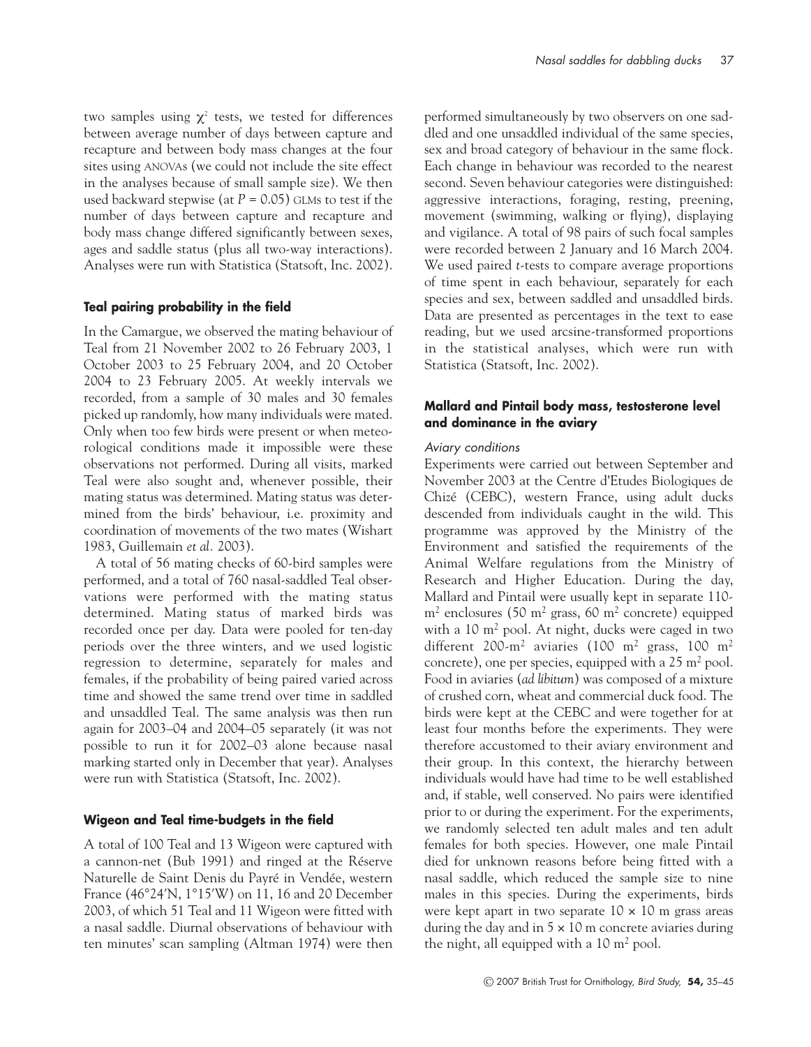two samples using $\chi^2$ tests, we tested for differences between average number of days between capture and recapture and between body mass changes at the four sites using ANOVAs (we could not include the site effect in the analyses because of small sample size). We then used backward stepwise (at $P = 0.05$) GLMs to test if the number of days between capture and recapture and body mass change differed significantly between sexes, ages and saddle status (plus all two-way interactions). Analyses were run with Statistica (Statsoft, Inc. 2002).

### Teal pairing probability in the field

In the Camargue, we observed the mating behaviour of Teal from 21 November 2002 to 26 February 2003, 1 October 2003 to 25 February 2004, and 20 October 2004 to 23 February 2005. At weekly intervals we recorded, from a sample of 30 males and 30 females picked up randomly, how many individuals were mated. Only when too few birds were present or when meteorological conditions made it impossible were these observations not performed. During all visits, marked Teal were also sought and, whenever possible, their mating status was determined. Mating status was determined from the birds' behaviour, i.e. proximity and coordination of movements of the two mates (Wishart 1983, Guillemain *et al.* 2003).

A total of 56 mating checks of 60-bird samples were performed, and a total of 760 nasal-saddled Teal observations were performed with the mating status determined. Mating status of marked birds was recorded once per day. Data were pooled for ten-day periods over the three winters, and we used logistic regression to determine, separately for males and females, if the probability of being paired varied across time and showed the same trend over time in saddled and unsaddled Teal. The same analysis was then run again for 2003–04 and 2004–05 separately (it was not possible to run it for 2002–03 alone because nasal marking started only in December that year). Analyses were run with Statistica (Statsoft, Inc. 2002).

### Wigeon and Teal time-budgets in the field

A total of 100 Teal and 13 Wigeon were captured with a cannon-net (Bub 1991) and ringed at the Réserve Naturelle de Saint Denis du Payré in Vendée, western France (46°24′N, 1°15′W) on 11, 16 and 20 December 2003, of which 51 Teal and 11 Wigeon were fitted with a nasal saddle. Diurnal observations of behaviour with ten minutes' scan sampling (Altman 1974) were then performed simultaneously by two observers on one saddled and one unsaddled individual of the same species, sex and broad category of behaviour in the same flock. Each change in behaviour was recorded to the nearest second. Seven behaviour categories were distinguished: aggressive interactions, foraging, resting, preening, movement (swimming, walking or flying), displaying and vigilance. A total of 98 pairs of such focal samples were recorded between 2 January and 16 March 2004. We used paired *t*-tests to compare average proportions of time spent in each behaviour, separately for each species and sex, between saddled and unsaddled birds. Data are presented as percentages in the text to ease reading, but we used arcsine-transformed proportions in the statistical analyses, which were run with Statistica (Statsoft, Inc. 2002).

### Mallard and Pintail body mass, testosterone level and dominance in the aviary

#### *Aviary conditions*

Experiments were carried out between September and November 2003 at the Centre d'Etudes Biologiques de Chizé (CEBC), western France, using adult ducks descended from individuals caught in the wild. This programme was approved by the Ministry of the Environment and satisfied the requirements of the Animal Welfare regulations from the Ministry of Research and Higher Education. During the day, Mallard and Pintail were usually kept in separate 110-$m^2$ enclosures (50 $m^2$ grass, 60 $m^2$ concrete) equipped with a 10 $m^2$ pool. At night, ducks were caged in two different 200-$m^2$ aviaries (100 $m^2$ grass, 100 $m^2$ concrete), one per species, equipped with a 25 $m^2$ pool. Food in aviaries (*ad libitum*) was composed of a mixture of crushed corn, wheat and commercial duck food. The birds were kept at the CEBC and were together for at least four months before the experiments. They were therefore accustomed to their aviary environment and their group. In this context, the hierarchy between individuals would have had time to be well established and, if stable, well conserved. No pairs were identified prior to or during the experiment. For the experiments, we randomly selected ten adult males and ten adult females for both species. However, one male Pintail died for unknown reasons before being fitted with a nasal saddle, which reduced the sample size to nine males in this species. During the experiments, birds were kept apart in two separate 10 × 10 m grass areas during the day and in 5 × 10 m concrete aviaries during the night, all equipped with a 10 $m^2$ pool.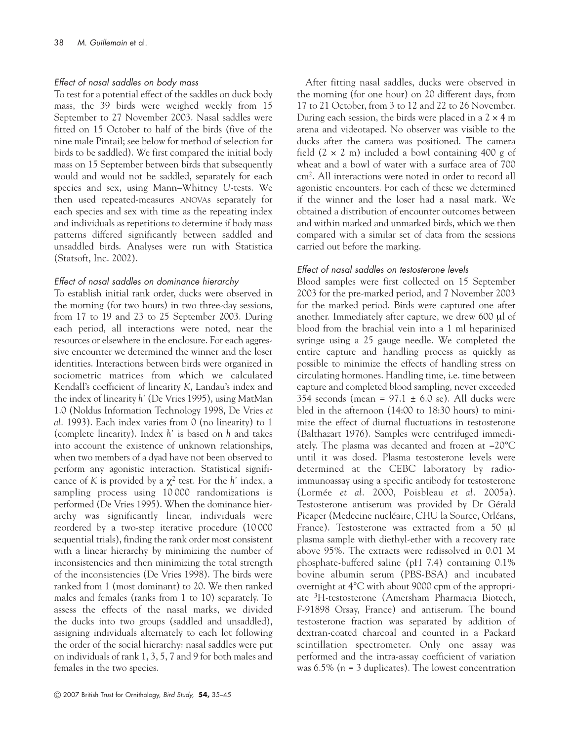### *Effect of nasal saddles on body mass*

To test for a potential effect of the saddles on duck body mass, the 39 birds were weighed weekly from 15 September to 27 November 2003. Nasal saddles were fitted on 15 October to half of the birds (five of the nine male Pintail; see below for method of selection for birds to be saddled). We first compared the initial body mass on 15 September between birds that subsequently would and would not be saddled, separately for each species and sex, using Mann–Whitney *U*-tests. We then used repeated-measures ANOVAs separately for each species and sex with time as the repeating index and individuals as repetitions to determine if body mass patterns differed significantly between saddled and unsaddled birds. Analyses were run with Statistica (Statsoft, Inc. 2002).

### *Effect of nasal saddles on dominance hierarchy*

To establish initial rank order, ducks were observed in the morning (for two hours) in two three-day sessions, from 17 to 19 and 23 to 25 September 2003. During each period, all interactions were noted, near the resources or elsewhere in the enclosure. For each aggressive encounter we determined the winner and the loser identities. Interactions between birds were organized in sociometric matrices from which we calculated Kendall's coefficient of linearity *K*, Landau's index and the index of linearity *h*' (De Vries 1995), using MatMan 1.0 (Noldus Information Technology 1998, De Vries *et al.* 1993). Each index varies from 0 (no linearity) to 1 (complete linearity). Index *h*' is based on *h* and takes into account the existence of unknown relationships, when two members of a dyad have not been observed to perform any agonistic interaction. Statistical significance of *K* is provided by a $\chi^2$ test. For the *h*' index, a sampling process using 10 000 randomizations is performed (De Vries 1995). When the dominance hierarchy was significantly linear, individuals were reordered by a two-step iterative procedure (10 000 sequential trials), finding the rank order most consistent with a linear hierarchy by minimizing the number of inconsistencies and then minimizing the total strength of the inconsistencies (De Vries 1998). The birds were ranked from 1 (most dominant) to 20. We then ranked males and females (ranks from 1 to 10) separately. To assess the effects of the nasal marks, we divided the ducks into two groups (saddled and unsaddled), assigning individuals alternately to each lot following the order of the social hierarchy: nasal saddles were put on individuals of rank 1, 3, 5, 7 and 9 for both males and females in the two species.

After fitting nasal saddles, ducks were observed in the morning (for one hour) on 20 different days, from 17 to 21 October, from 3 to 12 and 22 to 26 November. During each session, the birds were placed in a 2 × 4 m arena and videotaped. No observer was visible to the ducks after the camera was positioned. The camera field (2 × 2 m) included a bowl containing 400 g of wheat and a bowl of water with a surface area of 700 cm². All interactions were noted in order to record all agonistic encounters. For each of these we determined if the winner and the loser had a nasal mark. We obtained a distribution of encounter outcomes between and within marked and unmarked birds, which we then compared with a similar set of data from the sessions carried out before the marking.

### *Effect of nasal saddles on testosterone levels*

Blood samples were first collected on 15 September 2003 for the pre-marked period, and 7 November 2003 for the marked period. Birds were captured one after another. Immediately after capture, we drew 600 μl of blood from the brachial vein into a 1 ml heparinized syringe using a 25 gauge needle. We completed the entire capture and handling process as quickly as possible to minimize the effects of handling stress on circulating hormones. Handling time, i.e. time between capture and completed blood sampling, never exceeded 354 seconds (mean = 97.1 ± 6.0 se). All ducks were bled in the afternoon (14:00 to 18:30 hours) to minimize the effect of diurnal fluctuations in testosterone (Balthazart 1976). Samples were centrifuged immediately. The plasma was decanted and frozen at −20°C until it was dosed. Plasma testosterone levels were determined at the CEBC laboratory by radioimmunoassay using a specific antibody for testosterone (Lormée *et al.* 2000, Poisbleau *et al.* 2005a). Testosterone antiserum was provided by Dr Gérald Picaper (Medecine nucléaire, CHU la Source, Orléans, France). Testosterone was extracted from a 50 μl plasma sample with diethyl-ether with a recovery rate above 95%. The extracts were redissolved in 0.01 M phosphate-buffered saline (pH 7.4) containing 0.1% bovine albumin serum (PBS-BSA) and incubated overnight at 4°C with about 9000 cpm of the appropriate $^{3}$H-testosterone (Amersham Pharmacia Biotech, F-91898 Orsay, France) and antiserum. The bound testosterone fraction was separated by addition of dextran-coated charcoal and counted in a Packard scintillation spectrometer. Only one assay was performed and the intra-assay coefficient of variation was 6.5% (*n* = 3 duplicates). The lowest concentration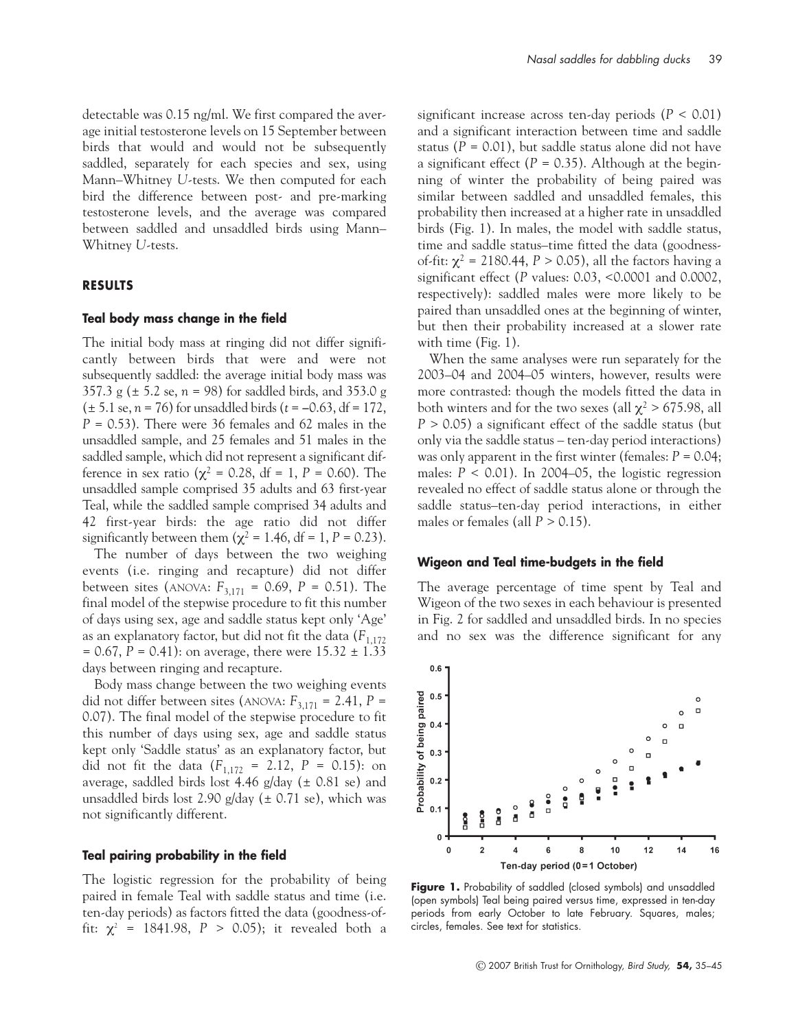detectable was 0.15 ng/ml. We first compared the average initial testosterone levels on 15 September between birds that would and would not be subsequently saddled, separately for each species and sex, using Mann–Whitney *U*-tests. We then computed for each bird the difference between post- and pre-marking testosterone levels, and the average was compared between saddled and unsaddled birds using Mann–Whitney *U*-tests.

## RESULTS

### Teal body mass change in the field

The initial body mass at ringing did not differ significantly between birds that were and were not subsequently saddled: the average initial body mass was 357.3 g (± 5.2 se, $n = 98$) for saddled birds, and 353.0 g (± 5.1 se, $n = 76$) for unsaddled birds ($t = -0.63$, df = 172, $P = 0.53$). There were 36 females and 62 males in the unsaddled sample, and 25 females and 51 males in the saddled sample, which did not represent a significant difference in sex ratio ($\chi^2 = 0.28$, df = 1, $P = 0.60$). The unsaddled sample comprised 35 adults and 63 first-year Teal, while the saddled sample comprised 34 adults and 42 first-year birds: the age ratio did not differ significantly between them ($\chi^2 = 1.46$, df = 1, $P = 0.23$).

The number of days between the two weighing events (i.e. ringing and recapture) did not differ between sites (ANOVA: $F_{3,171} = 0.69$, $P = 0.51$). The final model of the stepwise procedure to fit this number of days using sex, age and saddle status kept only 'Age' as an explanatory factor, but did not fit the data ($F_{1,172} = 0.67$, $P = 0.41$): on average, there were 15.32 ± 1.33 days between ringing and recapture.

Body mass change between the two weighing events did not differ between sites (ANOVA: $F_{3,171} = 2.41$, $P = 0.07$). The final model of the stepwise procedure to fit this number of days using sex, age and saddle status kept only 'Saddle status' as an explanatory factor, but did not fit the data ($F_{1,172} = 2.12$, $P = 0.15$): on average, saddled birds lost 4.46 g/day (± 0.81 se) and unsaddled birds lost 2.90 g/day (± 0.71 se), which was not significantly different.

### Teal pairing probability in the field

The logistic regression for the probability of being paired in female Teal with saddle status and time (i.e. ten-day periods) as factors fitted the data (goodness-of-fit: $\chi^2 = 1841.98$, $P > 0.05$); it revealed both a significant increase across ten-day periods ($P < 0.01$) and a significant interaction between time and saddle status ($P = 0.01$), but saddle status alone did not have a significant effect ($P = 0.35$). Although at the beginning of winter the probability of being paired was similar between saddled and unsaddled females, this probability then increased at a higher rate in unsaddled birds (Fig. 1). In males, the model with saddle status, time and saddle status–time fitted the data (goodness-of-fit: $\chi^2 = 2180.44$, $P > 0.05$), all the factors having a significant effect ($P$ values: 0.03, <0.0001 and 0.0002, respectively): saddled males were more likely to be paired than unsaddled ones at the beginning of winter, but then their probability increased at a slower rate with time (Fig. 1).

When the same analyses were run separately for the 2003–04 and 2004–05 winters, however, results were more contrasted: though the models fitted the data in both winters and for the two sexes (all $\chi^2 > 675.98$, all $P > 0.05$) a significant effect of the saddle status (but only via the saddle status – ten-day period interactions) was only apparent in the first winter (females: $P = 0.04$; males: $P < 0.01$). In 2004–05, the logistic regression revealed no effect of saddle status alone or through the saddle status–ten-day period interactions, in either males or females (all $P > 0.15$).

### Wigeon and Teal time-budgets in the field

The average percentage of time spent by Teal and Wigeon of the two sexes in each behaviour is presented in Fig. 2 for saddled and unsaddled birds. In no species and no sex was the difference significant for any

**Figure 1.** Probability of saddled (closed symbols) and unsaddled (open symbols) Teal being paired versus time, expressed in ten-day periods from early October to late February. Squares, males; circles, females. See text for statistics.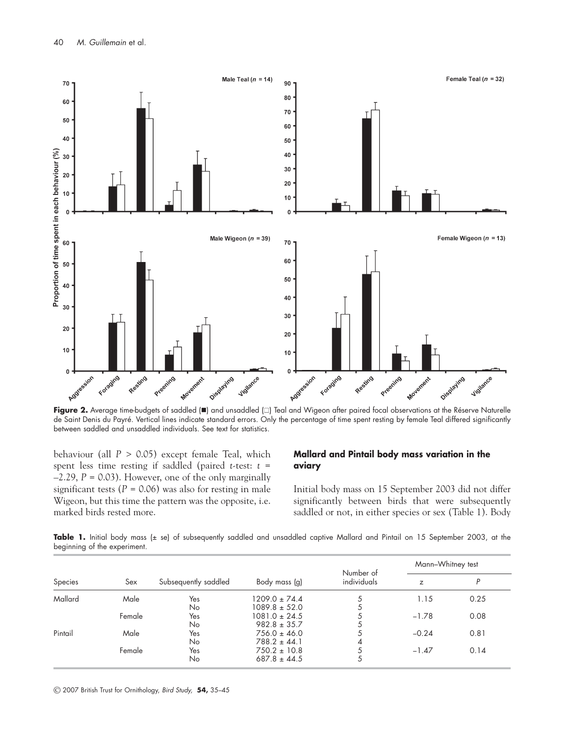**Figure 2.** Average time-budgets of saddled (■) and unsaddled (□) Teal and Wigeon after paired focal observations at the Réserve Naturelle de Saint Denis du Payré. Vertical lines indicate standard errors. Only the percentage of time spent resting by female Teal differed significantly between saddled and unsaddled individuals. See text for statistics.

behaviour (all $P > 0.05$) except female Teal, which spent less time resting if saddled (paired *t*-test: $t = -2.29$, $P = 0.03$). However, one of the only marginally significant tests ($P = 0.06$) was also for resting in male Wigeon, but this time the pattern was the opposite, i.e. marked birds rested more.

### Mallard and Pintail body mass variation in the aviary

Initial body mass on 15 September 2003 did not differ significantly between birds that were subsequently saddled or not, in either species or sex (Table 1). Body

**Table 1.** Initial body mass (± se) of subsequently saddled and unsaddled captive Mallard and Pintail on 15 September 2003, at the beginning of the experiment.

| Species | Sex | Subsequently saddled | Body mass (g) | Number of individuals | Mann–Whitney test | |
|---|---|---|---|---|---|---|
| | | | | | z | P |
| Mallard | Male | Yes | 1209.0 ± 74.4 | 5 | 1.15 | 0.25 |
| | | No | 1089.8 ± 52.0 | 5 | | |
| | Female | Yes | 1081.0 ± 24.5 | 5 | −1.78 | 0.08 |
| | | No | 982.8 ± 35.7 | 5 | | |
| Pintail | Male | Yes | 756.0 ± 46.0 | 5 | −0.24 | 0.81 |
| | | No | 788.2 ± 44.1 | 4 | | |
| | Female | Yes | 750.2 ± 10.8 | 5 | −1.47 | 0.14 |
| | | No | 687.8 ± 44.5 | 5 | | |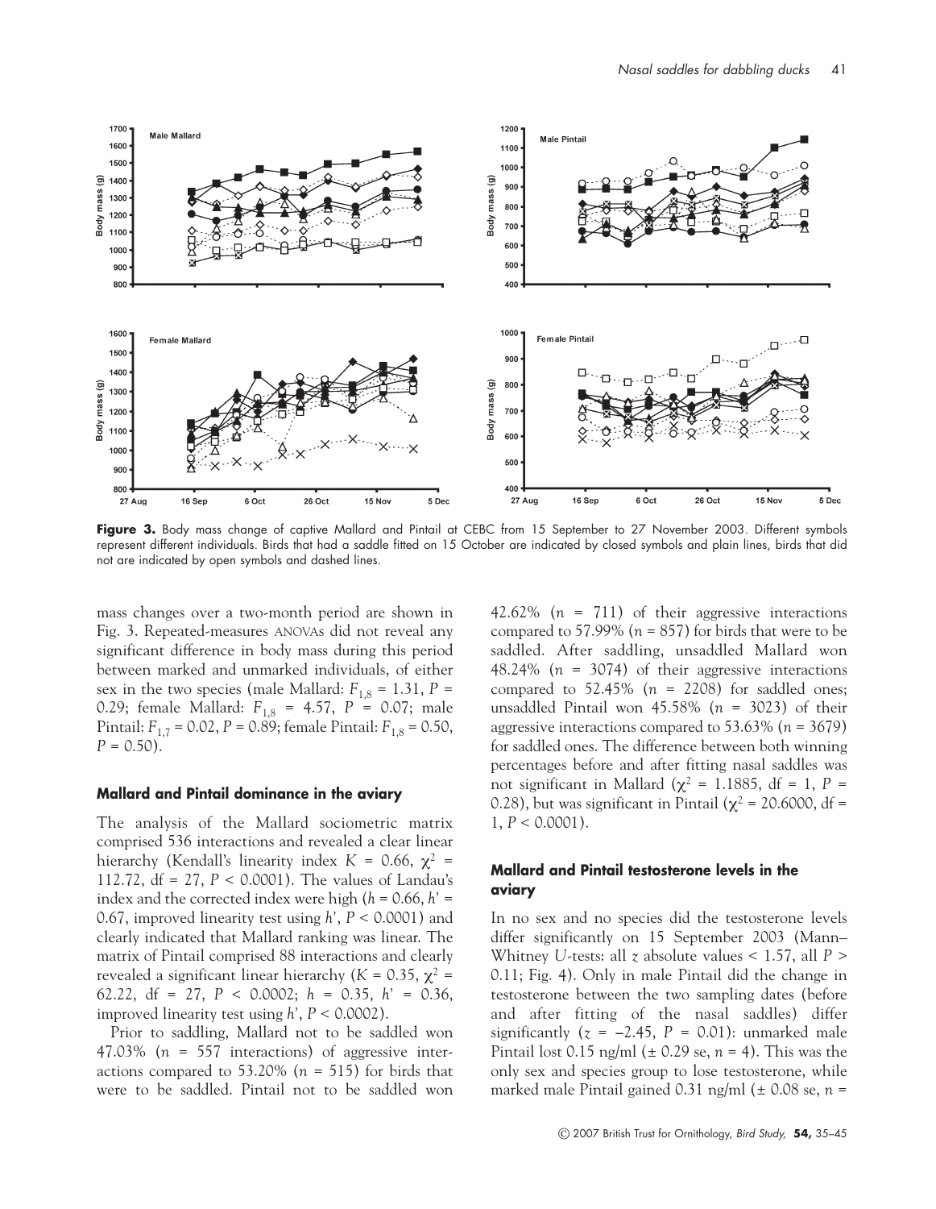**Figure 3.** Body mass change of captive Mallard and Pintail at CEBC from 15 September to 27 November 2003. Different symbols represent different individuals. Birds that had a saddle fitted on 15 October are indicated by closed symbols and plain lines, birds that did not are indicated by open symbols and dashed lines.

mass changes over a two-month period are shown in Fig. 3. Repeated-measures ANOVAs did not reveal any significant difference in body mass during this period between marked and unmarked individuals, of either sex in the two species (male Mallard: $F_{1,8} = 1.31$, $P = 0.29$; female Mallard: $F_{1,8} = 4.57$, $P = 0.07$; male Pintail: $F_{1,7} = 0.02$, $P = 0.89$; female Pintail: $F_{1,8} = 0.50$, $P = 0.50$).

### Mallard and Pintail dominance in the aviary

The analysis of the Mallard sociometric matrix comprised 536 interactions and revealed a clear linear hierarchy (Kendall's linearity index $K = 0.66$, $\chi^2 = 112.72$, df = 27, $P < 0.0001$). The values of Landau's index and the corrected index were high ($h = 0.66$, $h' = 0.67$, improved linearity test using $h'$, $P < 0.0001$) and clearly indicated that Mallard ranking was linear. The matrix of Pintail comprised 88 interactions and clearly revealed a significant linear hierarchy ($K = 0.35$, $\chi^2 = 62.22$, df = 27, $P < 0.0002$; $h = 0.35$, $h' = 0.36$, improved linearity test using $h'$, $P < 0.0002$).

Prior to saddling, Mallard not to be saddled won 47.03% ($n$ = 557 interactions) of aggressive interactions compared to 53.20% ($n$ = 515) for birds that were to be saddled. Pintail not to be saddled won 42.62% ($n$ = 711) of their aggressive interactions compared to 57.99% ($n$ = 857) for birds that were to be saddled. After saddling, unsaddled Mallard won 48.24% ($n$ = 3074) of their aggressive interactions compared to 52.45% ($n$ = 2208) for saddled ones; unsaddled Pintail won 45.58% ($n$ = 3023) of their aggressive interactions compared to 53.63% ($n$ = 3679) for saddled ones. The difference between both winning percentages before and after fitting nasal saddles was not significant in Mallard ($\chi^2 = 1.1885$, df = 1, $P = 0.28$), but was significant in Pintail ($\chi^2 = 20.6000$, df = 1, $P < 0.0001$).

### Mallard and Pintail testosterone levels in the aviary

In no sex and no species did the testosterone levels differ significantly on 15 September 2003 (Mann–Whitney $U$-tests: all $z$ absolute values < 1.57, all $P > 0.11$; Fig. 4). Only in male Pintail did the change in testosterone between the two sampling dates (before and after fitting of the nasal saddles) differ significantly ($z = -2.45$, $P = 0.01$): unmarked male Pintail lost 0.15 ng/ml (± 0.29 se, $n$ = 4). This was the only sex and species group to lose testosterone, while marked male Pintail gained 0.31 ng/ml (± 0.08 se, $n$ =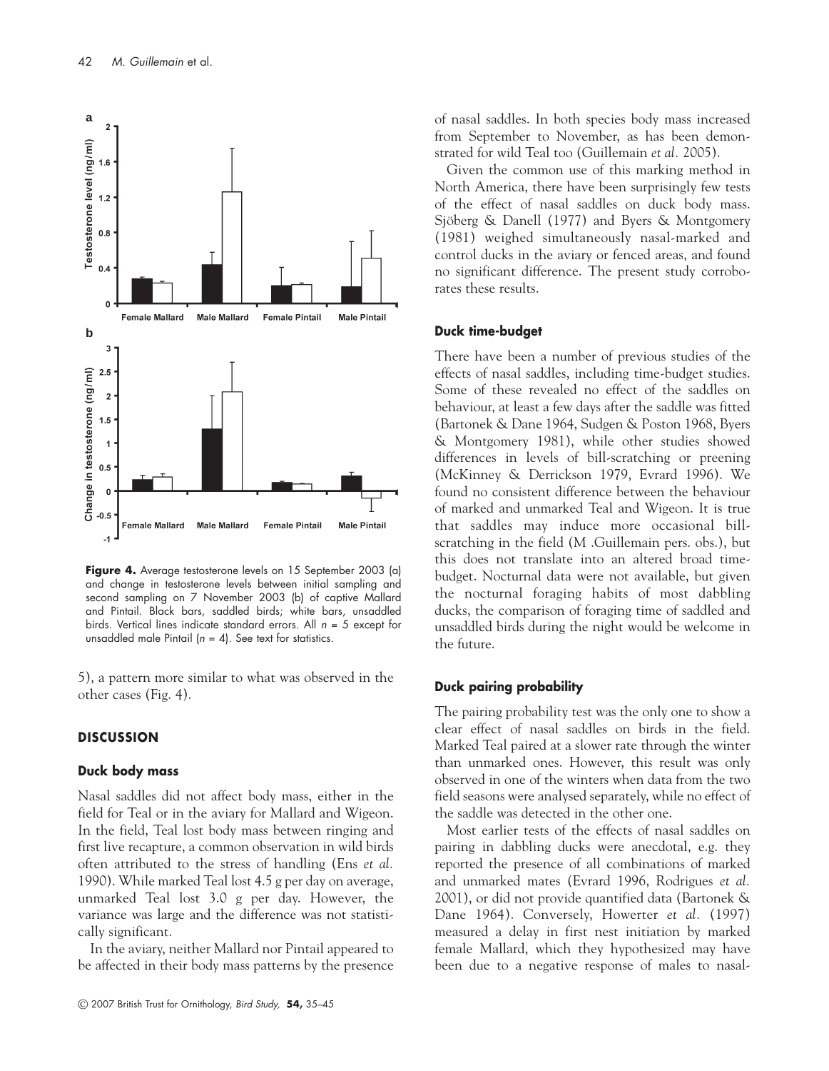**Figure 4.** Average testosterone levels on 15 September 2003 (a) and change in testosterone levels between initial sampling and second sampling on 7 November 2003 (b) of captive Mallard and Pintail. Black bars, saddled birds; white bars, unsaddled birds. Vertical lines indicate standard errors. All $n = 5$ except for unsaddled male Pintail ($n = 4$). See text for statistics.

5), a pattern more similar to what was observed in the other cases (Fig. 4).

## DISCUSSION

### Duck body mass

Nasal saddles did not affect body mass, either in the field for Teal or in the aviary for Mallard and Wigeon. In the field, Teal lost body mass between ringing and first live recapture, a common observation in wild birds often attributed to the stress of handling (Ens *et al.* 1990). While marked Teal lost 4.5 g per day on average, unmarked Teal lost 3.0 g per day. However, the variance was large and the difference was not statistically significant.

In the aviary, neither Mallard nor Pintail appeared to be affected in their body mass patterns by the presence of nasal saddles. In both species body mass increased from September to November, as has been demonstrated for wild Teal too (Guillemain *et al.* 2005).

Given the common use of this marking method in North America, there have been surprisingly few tests of the effect of nasal saddles on duck body mass. Sjöberg & Danell (1977) and Byers & Montgomery (1981) weighed simultaneously nasal-marked and control ducks in the aviary or fenced areas, and found no significant difference. The present study corroborates these results.

### Duck time-budget

There have been a number of previous studies of the effects of nasal saddles, including time-budget studies. Some of these revealed no effect of the saddles on behaviour, at least a few days after the saddle was fitted (Bartonek & Dane 1964, Sudgen & Poston 1968, Byers & Montgomery 1981), while other studies showed differences in levels of bill-scratching or preening (McKinney & Derrickson 1979, Evrard 1996). We found no consistent difference between the behaviour of marked and unmarked Teal and Wigeon. It is true that saddles may induce more occasional bill-scratching in the field (M .Guillemain pers. obs.), but this does not translate into an altered broad time-budget. Nocturnal data were not available, but given the nocturnal foraging habits of most dabbling ducks, the comparison of foraging time of saddled and unsaddled birds during the night would be welcome in the future.

### Duck pairing probability

The pairing probability test was the only one to show a clear effect of nasal saddles on birds in the field. Marked Teal paired at a slower rate through the winter than unmarked ones. However, this result was only observed in one of the winters when data from the two field seasons were analysed separately, while no effect of the saddle was detected in the other one.

Most earlier tests of the effects of nasal saddles on pairing in dabbling ducks were anecdotal, e.g. they reported the presence of all combinations of marked and unmarked mates (Evrard 1996, Rodrigues *et al.* 2001), or did not provide quantified data (Bartonek & Dane 1964). Conversely, Howerter *et al.* (1997) measured a delay in first nest initiation by marked female Mallard, which they hypothesized may have been due to a negative response of males to nasal-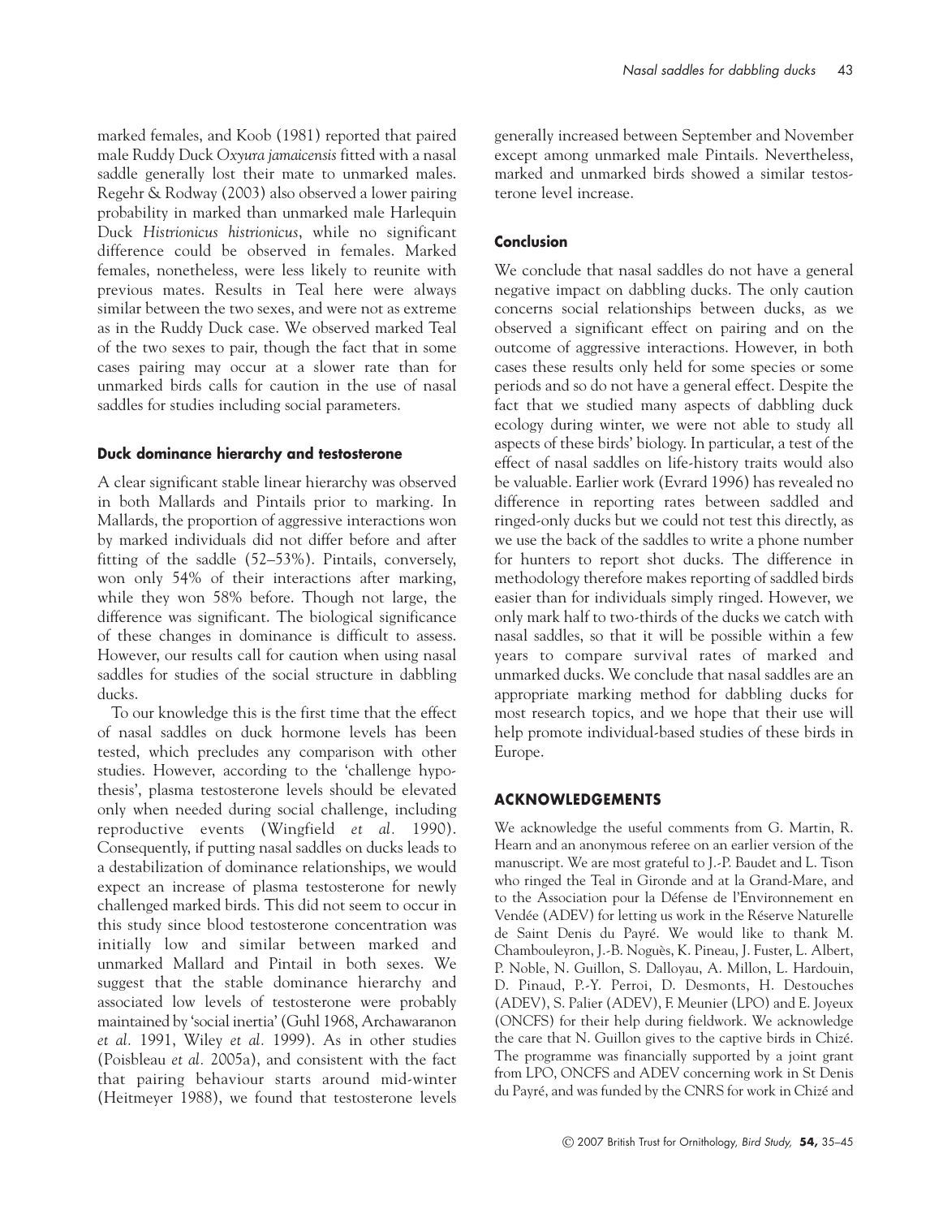marked females, and Koob (1981) reported that paired male Ruddy Duck *Oxyura jamaicensis* fitted with a nasal saddle generally lost their mate to unmarked males. Regehr & Rodway (2003) also observed a lower pairing probability in marked than unmarked male Harlequin Duck *Histrionicus histrionicus*, while no significant difference could be observed in females. Marked females, nonetheless, were less likely to reunite with previous mates. Results in Teal here were always similar between the two sexes, and were not as extreme as in the Ruddy Duck case. We observed marked Teal of the two sexes to pair, though the fact that in some cases pairing may occur at a slower rate than for unmarked birds calls for caution in the use of nasal saddles for studies including social parameters.

### Duck dominance hierarchy and testosterone

A clear significant stable linear hierarchy was observed in both Mallards and Pintails prior to marking. In Mallards, the proportion of aggressive interactions won by marked individuals did not differ before and after fitting of the saddle (52–53%). Pintails, conversely, won only 54% of their interactions after marking, while they won 58% before. Though not large, the difference was significant. The biological significance of these changes in dominance is difficult to assess. However, our results call for caution when using nasal saddles for studies of the social structure in dabbling ducks.

To our knowledge this is the first time that the effect of nasal saddles on duck hormone levels has been tested, which precludes any comparison with other studies. However, according to the 'challenge hypothesis', plasma testosterone levels should be elevated only when needed during social challenge, including reproductive events (Wingfield *et al.* 1990). Consequently, if putting nasal saddles on ducks leads to a destabilization of dominance relationships, we would expect an increase of plasma testosterone for newly challenged marked birds. This did not seem to occur in this study since blood testosterone concentration was initially low and similar between marked and unmarked Mallard and Pintail in both sexes. We suggest that the stable dominance hierarchy and associated low levels of testosterone were probably maintained by 'social inertia' (Guhl 1968, Archawaranon *et al.* 1991, Wiley *et al.* 1999). As in other studies (Poisbleau *et al.* 2005a), and consistent with the fact that pairing behaviour starts around mid-winter (Heitmeyer 1988), we found that testosterone levels generally increased between September and November except among unmarked male Pintails. Nevertheless, marked and unmarked birds showed a similar testosterone level increase.

### Conclusion

We conclude that nasal saddles do not have a general negative impact on dabbling ducks. The only caution concerns social relationships between ducks, as we observed a significant effect on pairing and on the outcome of aggressive interactions. However, in both cases these results only held for some species or some periods and so do not have a general effect. Despite the fact that we studied many aspects of dabbling duck ecology during winter, we were not able to study all aspects of these birds' biology. In particular, a test of the effect of nasal saddles on life-history traits would also be valuable. Earlier work (Evrard 1996) has revealed no difference in reporting rates between saddled and ringed-only ducks but we could not test this directly, as we use the back of the saddles to write a phone number for hunters to report shot ducks. The difference in methodology therefore makes reporting of saddled birds easier than for individuals simply ringed. However, we only mark half to two-thirds of the ducks we catch with nasal saddles, so that it will be possible within a few years to compare survival rates of marked and unmarked ducks. We conclude that nasal saddles are an appropriate marking method for dabbling ducks for most research topics, and we hope that their use will help promote individual-based studies of these birds in Europe.

## ACKNOWLEDGEMENTS

We acknowledge the useful comments from G. Martin, R. Hearn and an anonymous referee on an earlier version of the manuscript. We are most grateful to J.-P. Baudet and L. Tison who ringed the Teal in Gironde and at la Grand-Mare, and to the Association pour la Défense de l'Environnement en Vendée (ADEV) for letting us work in the Réserve Naturelle de Saint Denis du Payré. We would like to thank M. Chambouleyron, J.-B. Noguès, K. Pineau, J. Fuster, L. Albert, P. Noble, N. Guillon, S. Dalloyau, A. Millon, L. Hardouin, D. Pinaud, P.-Y. Perroi, D. Desmonts, H. Destouches (ADEV), S. Palier (ADEV), F. Meunier (LPO) and E. Joyeux (ONCFS) for their help during fieldwork. We acknowledge the care that N. Guillon gives to the captive birds in Chizé. The programme was financially supported by a joint grant from LPO, ONCFS and ADEV concerning work in St Denis du Payré, and was funded by the CNRS for work in Chizé and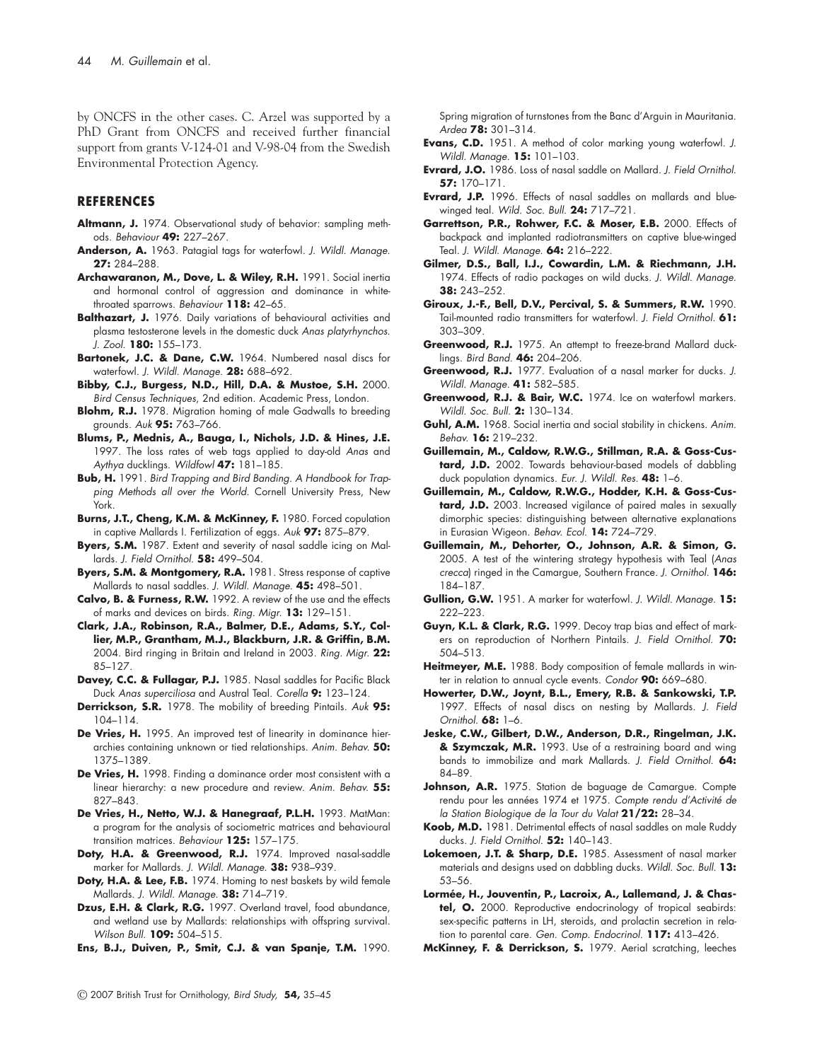by ONCFS in the other cases. C. Arzel was supported by a PhD Grant from ONCFS and received further financial support from grants V-124-01 and V-98-04 from the Swedish Environmental Protection Agency.

## REFERENCES

**Altmann, J.** 1974. Observational study of behavior: sampling methods. *Behaviour* **49:** 227–267.

**Anderson, A.** 1963. Patagial tags for waterfowl. *J. Wildl. Manage.* **27:** 284–288.

**Archawaranon, M., Dove, L. & Wiley, R.H.** 1991. Social inertia and hormonal control of aggression and dominance in white-throated sparrows. *Behaviour* **118:** 42–65.

**Balthazart, J.** 1976. Daily variations of behavioural activities and plasma testosterone levels in the domestic duck *Anas platyrhynchos*. *J. Zool.* **180:** 155–173.

**Bartonek, J.C. & Dane, C.W.** 1964. Numbered nasal discs for waterfowl. *J. Wildl. Manage.* **28:** 688–692.

**Bibby, C.J., Burgess, N.D., Hill, D.A. & Mustoe, S.H.** 2000. *Bird Census Techniques*, 2nd edition. Academic Press, London.

**Blohm, R.J.** 1978. Migration homing of male Gadwalls to breeding grounds. *Auk* **95:** 763–766.

**Blums, P., Mednis, A., Bauga, I., Nichols, J.D. & Hines, J.E.** 1997. The loss rates of web tags applied to day-old *Anas* and *Aythya* ducklings. *Wildfowl* **47:** 181–185.

**Bub, H.** 1991. *Bird Trapping and Bird Banding. A Handbook for Trapping Methods all over the World.* Cornell University Press, New York.

**Burns, J.T., Cheng, K.M. & McKinney, F.** 1980. Forced copulation in captive Mallards I. Fertilization of eggs. *Auk* **97:** 875–879.

**Byers, S.M.** 1987. Extent and severity of nasal saddle icing on Mallards. *J. Field Ornithol.* **58:** 499–504.

**Byers, S.M. & Montgomery, R.A.** 1981. Stress response of captive Mallards to nasal saddles. *J. Wildl. Manage.* **45:** 498–501.

**Calvo, B. & Furness, R.W.** 1992. A review of the use and the effects of marks and devices on birds. *Ring. Migr.* **13:** 129–151.

**Clark, J.A., Robinson, R.A., Balmer, D.E., Adams, S.Y., Collier, M.P., Grantham, M.J., Blackburn, J.R. & Griffin, B.M.** 2004. Bird ringing in Britain and Ireland in 2003. *Ring. Migr.* **22:** 85–127.

**Davey, C.C. & Fullagar, P.J.** 1985. Nasal saddles for Pacific Black Duck *Anas superciliosa* and Austral Teal. *Corella* **9:** 123–124.

**Derrickson, S.R.** 1978. The mobility of breeding Pintails. *Auk* **95:** 104–114.

**De Vries, H.** 1995. An improved test of linearity in dominance hierarchies containing unknown or tied relationships. *Anim. Behav.* **50:** 1375–1389.

**De Vries, H.** 1998. Finding a dominance order most consistent with a linear hierarchy: a new procedure and review. *Anim. Behav.* **55:** 827–843.

**De Vries, H., Netto, W.J. & Hanegraaf, P.L.H.** 1993. MatMan: a program for the analysis of sociometric matrices and behavioural transition matrices. *Behaviour* **125:** 157–175.

**Doty, H.A. & Greenwood, R.J.** 1974. Improved nasal-saddle marker for Mallards. *J. Wildl. Manage.* **38:** 938–939.

**Doty, H.A. & Lee, F.B.** 1974. Homing to nest baskets by wild female Mallards. *J. Wildl. Manage.* **38:** 714–719.

**Dzus, E.H. & Clark, R.G.** 1997. Overland travel, food abundance, and wetland use by Mallards: relationships with offspring survival. *Wilson Bull.* **109:** 504–515.

**Ens, B.J., Duiven, P., Smit, C.J. & van Spanje, T.M.** 1990. Spring migration of turnstones from the Banc d'Arguin in Mauritania. *Ardea* **78:** 301–314.

**Evans, C.D.** 1951. A method of color marking young waterfowl. *J. Wildl. Manage.* **15:** 101–103.

**Evrard, J.O.** 1986. Loss of nasal saddle on Mallard. *J. Field Ornithol.* **57:** 170–171.

**Evrard, J.P.** 1996. Effects of nasal saddles on mallards and blue-winged teal. *Wild. Soc. Bull.* **24:** 717–721.

**Garrettson, P.R., Rohwer, F.C. & Moser, E.B.** 2000. Effects of backpack and implanted radiotransmitters on captive blue-winged Teal. *J. Wildl. Manage.* **64:** 216–222.

**Gilmer, D.S., Ball, I.J., Cowardin, L.M. & Riechmann, J.H.** 1974. Effects of radio packages on wild ducks. *J. Wildl. Manage.* **38:** 243–252.

**Giroux, J.-F., Bell, D.V., Percival, S. & Summers, R.W.** 1990. Tail-mounted radio transmitters for waterfowl. *J. Field Ornithol.* **61:** 303–309.

**Greenwood, R.J.** 1975. An attempt to freeze-brand Mallard ducklings. *Bird Band.* **46:** 204–206.

**Greenwood, R.J.** 1977. Evaluation of a nasal marker for ducks. *J. Wildl. Manage.* **41:** 582–585.

**Greenwood, R.J. & Bair, W.C.** 1974. Ice on waterfowl markers. *Wildl. Soc. Bull.* **2:** 130–134.

**Guhl, A.M.** 1968. Social inertia and social stability in chickens. *Anim. Behav.* **16:** 219–232.

**Guillemain, M., Caldow, R.W.G., Stillman, R.A. & Goss-Custard, J.D.** 2002. Towards behaviour-based models of dabbling duck population dynamics. *Eur. J. Wildl. Res.* **48:** 1–6.

**Guillemain, M., Caldow, R.W.G., Hodder, K.H. & Goss-Custard, J.D.** 2003. Increased vigilance of paired males in sexually dimorphic species: distinguishing between alternative explanations in Eurasian Wigeon. *Behav. Ecol.* **14:** 724–729.

**Guillemain, M., Dehorter, O., Johnson, A.R. & Simon, G.** 2005. A test of the wintering strategy hypothesis with Teal (*Anas crecca*) ringed in the Camargue, Southern France. *J. Ornithol.* **146:** 184–187.

**Gullion, G.W.** 1951. A marker for waterfowl. *J. Wildl. Manage.* **15:** 222–223.

**Guyn, K.L. & Clark, R.G.** 1999. Decoy trap bias and effect of markers on reproduction of Northern Pintails. *J. Field Ornithol.* **70:** 504–513.

**Heitmeyer, M.E.** 1988. Body composition of female mallards in winter in relation to annual cycle events. *Condor* **90:** 669–680.

**Howerter, D.W., Joynt, B.L., Emery, R.B. & Sankowski, T.P.** 1997. Effects of nasal discs on nesting by Mallards. *J. Field Ornithol.* **68:** 1–6.

**Jeske, C.W., Gilbert, D.W., Anderson, D.R., Ringelman, J.K. & Szymczak, M.R.** 1993. Use of a restraining board and wing bands to immobilize and mark Mallards. *J. Field Ornithol.* **64:** 84–89.

**Johnson, A.R.** 1975. Station de baguage de Camargue. Compte rendu pour les années 1974 et 1975. *Compte rendu d'Activité de la Station Biologique de la Tour du Valat* **21/22:** 28–34.

**Koob, M.D.** 1981. Detrimental effects of nasal saddles on male Ruddy ducks. *J. Field Ornithol.* **52:** 140–143.

**Lokemoen, J.T. & Sharp, D.E.** 1985. Assessment of nasal marker materials and designs used on dabbling ducks. *Wildl. Soc. Bull.* **13:** 53–56.

**Lormée, H., Jouventin, P., Lacroix, A., Lallemand, J. & Chastel, O.** 2000. Reproductive endocrinology of tropical seabirds: sex-specific patterns in LH, steroids, and prolactin secretion in relation to parental care. *Gen. Comp. Endocrinol.* **117:** 413–426.

**McKinney, F. & Derrickson, S.** 1979. Aerial scratching, leeches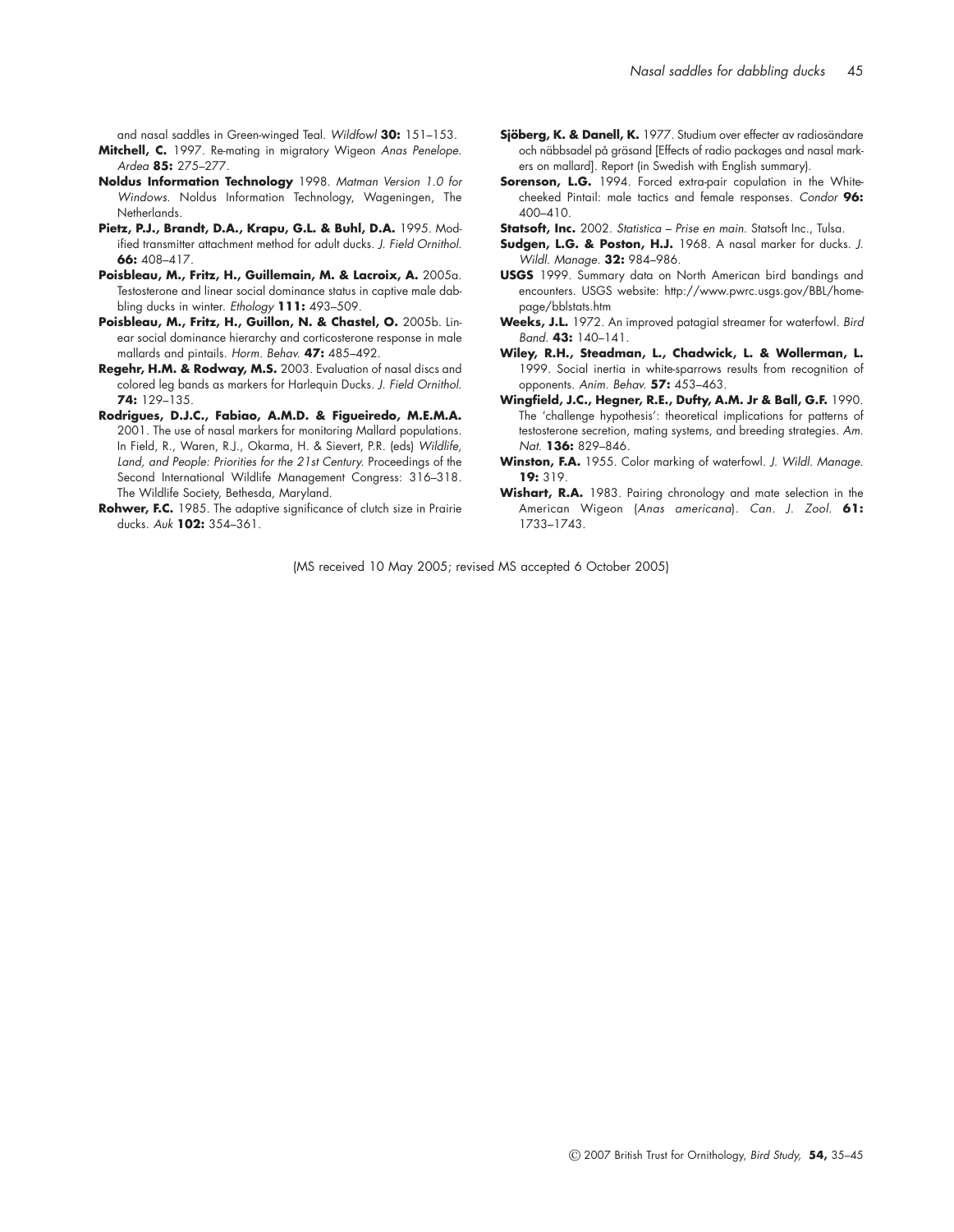and nasal saddles in Green-winged Teal. *Wildfowl* **30:** 151–153.

**Mitchell, C.** 1997. Re-mating in migratory Wigeon *Anas Penelope*. *Ardea* **85:** 275–277.

**Noldus Information Technology** 1998. *Matman Version 1.0 for Windows*. Noldus Information Technology, Wageningen, The Netherlands.

**Pietz, P.J., Brandt, D.A., Krapu, G.L. & Buhl, D.A.** 1995. Modified transmitter attachment method for adult ducks. *J. Field Ornithol.* **66:** 408–417.

**Poisbleau, M., Fritz, H., Guillemain, M. & Lacroix, A.** 2005a. Testosterone and linear social dominance status in captive male dabbling ducks in winter. *Ethology* **111:** 493–509.

**Poisbleau, M., Fritz, H., Guillon, N. & Chastel, O.** 2005b. Linear social dominance hierarchy and corticosterone response in male mallards and pintails. *Horm. Behav.* **47:** 485–492.

**Regehr, H.M. & Rodway, M.S.** 2003. Evaluation of nasal discs and colored leg bands as markers for Harlequin Ducks. *J. Field Ornithol.* **74:** 129–135.

**Rodrigues, D.J.C., Fabiao, A.M.D. & Figueiredo, M.E.M.A.** 2001. The use of nasal markers for monitoring Mallard populations. In Field, R., Waren, R.J., Okarma, H. & Sievert, P.R. (eds) *Wildlife, Land, and People: Priorities for the 21st Century*. Proceedings of the Second International Wildlife Management Congress: 316–318. The Wildlife Society, Bethesda, Maryland.

**Rohwer, F.C.** 1985. The adaptive significance of clutch size in Prairie ducks. *Auk* **102:** 354–361.

**Sjöberg, K. & Danell, K.** 1977. Studium over effecter av radiosändare och näbbsadel på gräsand [Effects of radio packages and nasal markers on mallard]. Report (in Swedish with English summary).

**Sorenson, L.G.** 1994. Forced extra-pair copulation in the White-cheeked Pintail: male tactics and female responses. *Condor* **96:** 400–410.

**Statsoft, Inc.** 2002. *Statistica – Prise en main*. Statsoft Inc., Tulsa.

**Sudgen, L.G. & Poston, H.J.** 1968. A nasal marker for ducks. *J. Wildl. Manage.* **32:** 984–986.

**USGS** 1999. Summary data on North American bird bandings and encounters. USGS website: http://www.pwrc.usgs.gov/BBL/homepage/bblstats.htm

**Weeks, J.L.** 1972. An improved patagial streamer for waterfowl. *Bird Band.* **43:** 140–141.

**Wiley, R.H., Steadman, L., Chadwick, L. & Wollerman, L.** 1999. Social inertia in white-sparrows results from recognition of opponents. *Anim. Behav.* **57:** 453–463.

**Wingfield, J.C., Hegner, R.E., Dufty, A.M. Jr & Ball, G.F.** 1990. The 'challenge hypothesis': theoretical implications for patterns of testosterone secretion, mating systems, and breeding strategies. *Am. Nat.* **136:** 829–846.

**Winston, F.A.** 1955. Color marking of waterfowl. *J. Wildl. Manage.* **19:** 319.

**Wishart, R.A.** 1983. Pairing chronology and mate selection in the American Wigeon (*Anas americana*). *Can. J. Zool.* **61:** 1733–1743.

(MS received 10 May 2005; revised MS accepted 6 October 2005)